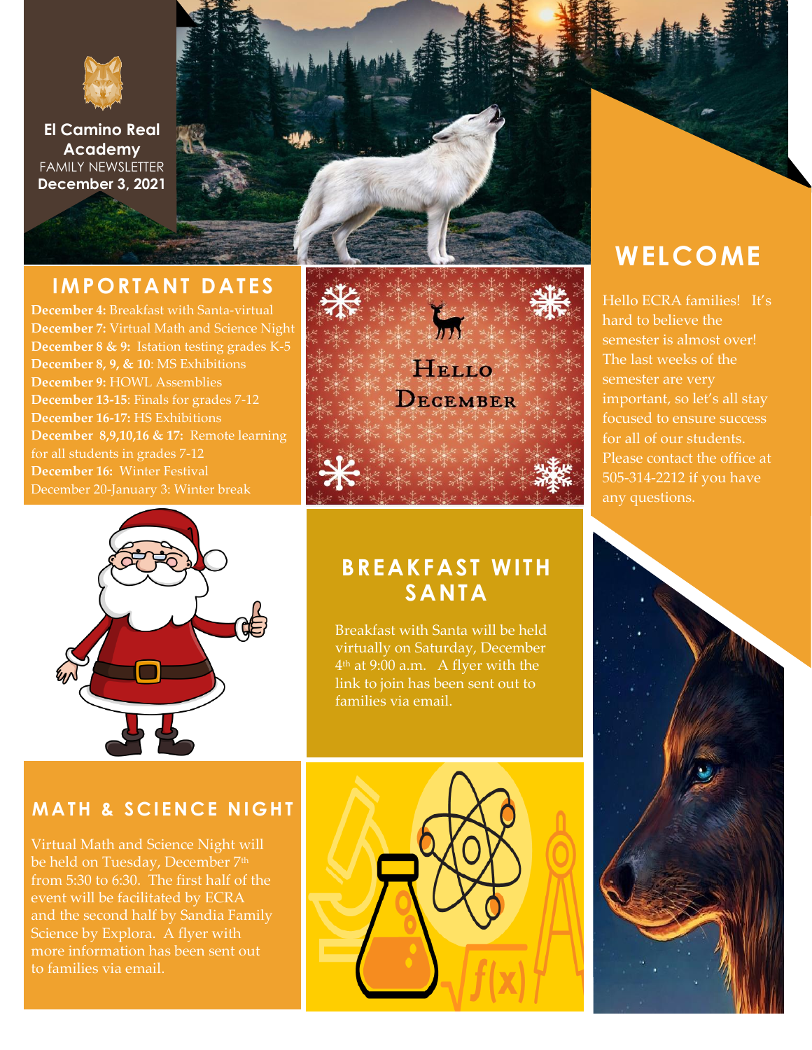**El Camino Real Academy**
FAMILY NEWSLETTER
**December 3, 2021**

## IMPORTANT DATES

**December 4:** Breakfast with Santa-virtual
**December 7:** Virtual Math and Science Night
**December 8 & 9:** Istation testing grades K-5
**December 8, 9, & 10**: MS Exhibitions
**December 9:** HOWL Assemblies
**December 13-15**: Finals for grades 7-12
**December 16-17:** HS Exhibitions
**December 8,9,10,16 & 17:** Remote learning for all students in grades 7-12
**December 16:** Winter Festival
December 20-January 3: Winter break

Hello December

## WELCOME

Hello ECRA families! It's hard to believe the semester is almost over! The last weeks of the semester are very important, so let's all stay focused to ensure success for all of our students. Please contact the office at 505-314-2212 if you have any questions.

## BREAKFAST WITH SANTA

Breakfast with Santa will be held virtually on Saturday, December 4th at 9:00 a.m. A flyer with the link to join has been sent out to families via email.

## MATH & SCIENCE NIGHT

Virtual Math and Science Night will be held on Tuesday, December 7th from 5:30 to 6:30. The first half of the event will be facilitated by ECRA and the second half by Sandia Family Science by Explora. A flyer with more information has been sent out to families via email.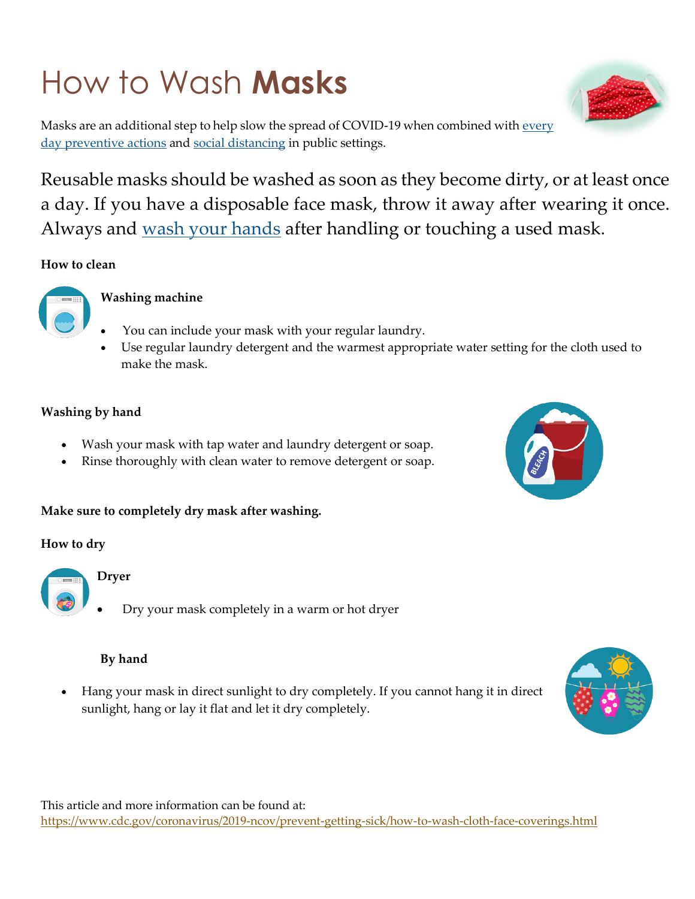# How to Wash **Masks**

Masks are an additional step to help slow the spread of COVID-19 when combined with [every day preventive actions] and [social distancing] in public settings.

Reusable masks should be washed as soon as they become dirty, or at least once a day. If you have a disposable face mask, throw it away after wearing it once. Always and [wash your hands] after handling or touching a used mask.

**How to clean**

**Washing machine**

- You can include your mask with your regular laundry.
- Use regular laundry detergent and the warmest appropriate water setting for the cloth used to make the mask.

**Washing by hand**

- Wash your mask with tap water and laundry detergent or soap.
- Rinse thoroughly with clean water to remove detergent or soap.

**Make sure to completely dry mask after washing.**

**How to dry**

**Dryer**

- Dry your mask completely in a warm or hot dryer

**By hand**

- Hang your mask in direct sunlight to dry completely. If you cannot hang it in direct sunlight, hang or lay it flat and let it dry completely.

This article and more information can be found at:
https://www.cdc.gov/coronavirus/2019-ncov/prevent-getting-sick/how-to-wash-cloth-face-coverings.html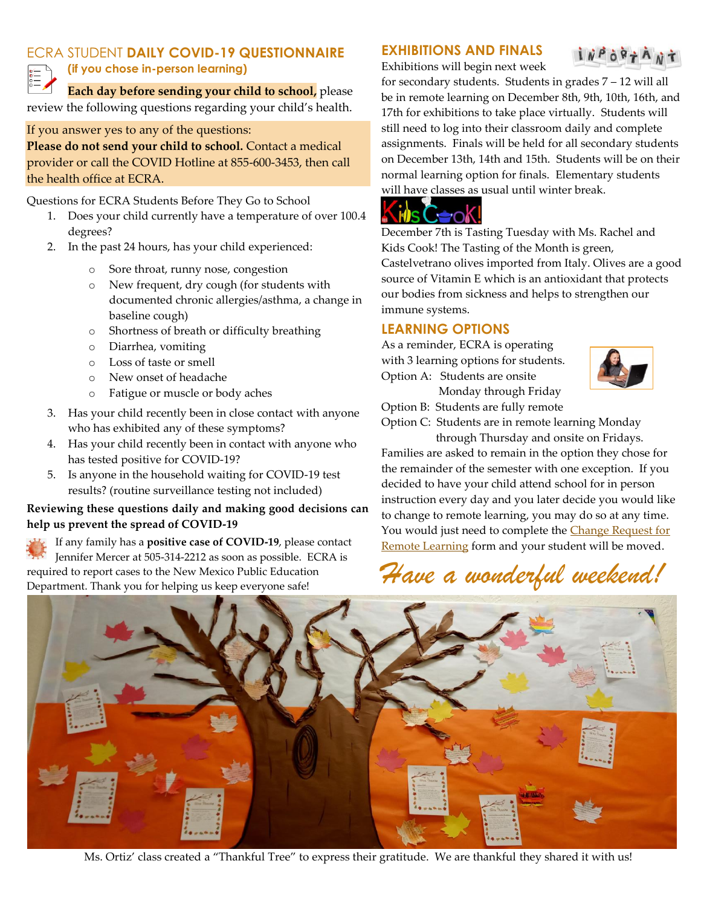## ECRA STUDENT **DAILY COVID-19 QUESTIONNAIRE**

**(if you chose in-person learning)**

**Each day before sending your child to school,** please review the following questions regarding your child's health.

If you answer yes to any of the questions:
**Please do not send your child to school.** Contact a medical provider or call the COVID Hotline at 855-600-3453, then call the health office at ECRA.

Questions for ECRA Students Before They Go to School

1. Does your child currently have a temperature of over 100.4 degrees?
2. In the past 24 hours, has your child experienced:
   - Sore throat, runny nose, congestion
   - New frequent, dry cough (for students with documented chronic allergies/asthma, a change in baseline cough)
   - Shortness of breath or difficulty breathing
   - Diarrhea, vomiting
   - Loss of taste or smell
   - New onset of headache
   - Fatigue or muscle or body aches
3. Has your child recently been in close contact with anyone who has exhibited any of these symptoms?
4. Has your child recently been in contact with anyone who has tested positive for COVID-19?
5. Is anyone in the household waiting for COVID-19 test results? (routine surveillance testing not included)

**Reviewing these questions daily and making good decisions can help us prevent the spread of COVID-19**

If any family has a **positive case of COVID-19**, please contact Jennifer Mercer at 505-314-2212 as soon as possible. ECRA is required to report cases to the New Mexico Public Education Department. Thank you for helping us keep everyone safe!

## EXHIBITIONS AND FINALS

IMPORTANT

Exhibitions will begin next week for secondary students. Students in grades 7 – 12 will all be in remote learning on December 8th, 9th, 10th, 16th, and 17th for exhibitions to take place virtually. Students will still need to log into their classroom daily and complete assignments. Finals will be held for all secondary students on December 13th, 14th and 15th. Students will be on their normal learning option for finals. Elementary students will have classes as usual until winter break.

Kids Cook!

December 7th is Tasting Tuesday with Ms. Rachel and Kids Cook! The Tasting of the Month is green, Castelvetrano olives imported from Italy. Olives are a good source of Vitamin E which is an antioxidant that protects our bodies from sickness and helps to strengthen our immune systems.

## LEARNING OPTIONS

As a reminder, ECRA is operating with 3 learning options for students.

Option A: Students are onsite Monday through Friday

Option B: Students are fully remote

Option C: Students are in remote learning Monday through Thursday and onsite on Fridays.

Families are asked to remain in the option they chose for the remainder of the semester with one exception. If you decided to have your child attend school for in person instruction every day and you later decide you would like to change to remote learning, you may do so at any time. You would just need to complete the Change Request for Remote Learning form and your student will be moved.

*Have a wonderful weekend!*

Ms. Ortiz' class created a "Thankful Tree" to express their gratitude. We are thankful they shared it with us!